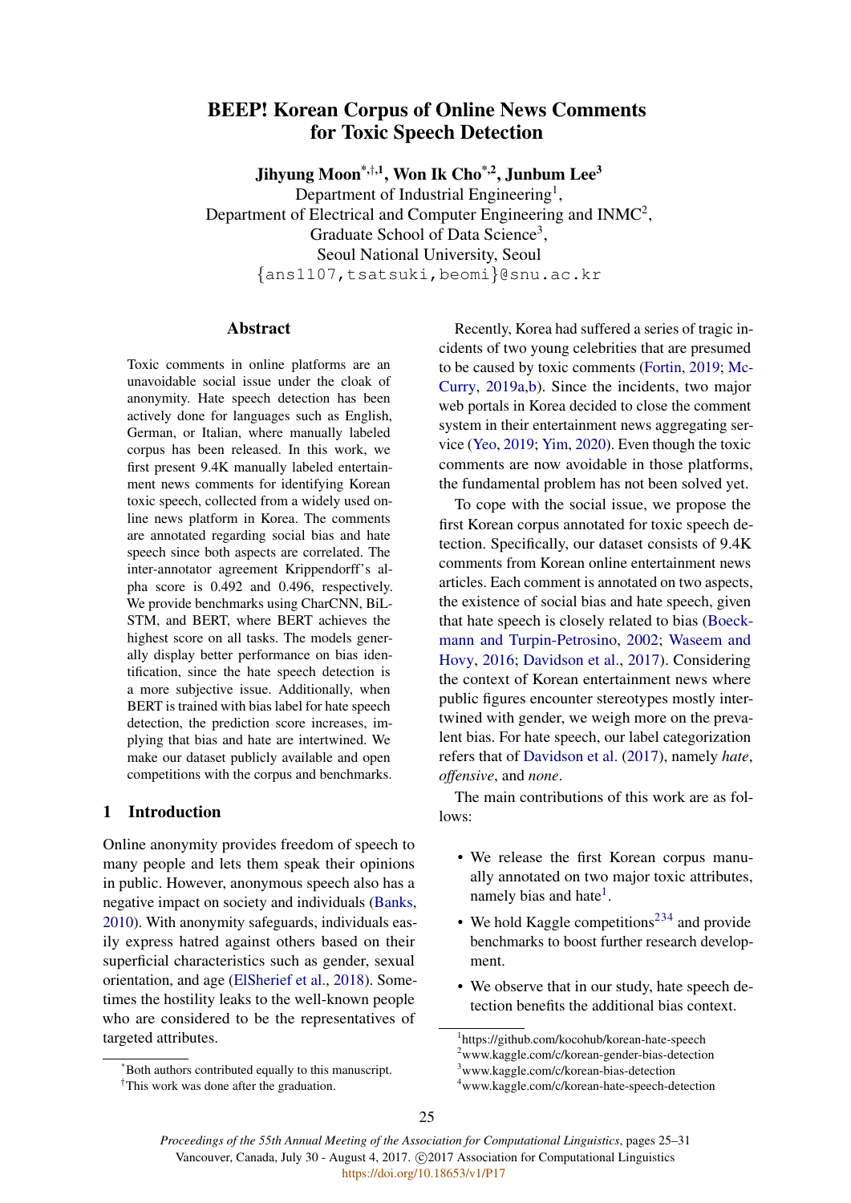# BEEP! Korean Corpus of Online News Comments for Toxic Speech Detection

**Jihyung Moon**[*,†,1], **Won Ik Cho**[*,2], **Junbum Lee**[3]

Department of Industrial Engineering[1],
Department of Electrical and Computer Engineering and INMC[2],
Graduate School of Data Science[3],
Seoul National University, Seoul
{ans1107,tsatsuki,beomi}@snu.ac.kr

## Abstract

Toxic comments in online platforms are an unavoidable social issue under the cloak of anonymity. Hate speech detection has been actively done for languages such as English, German, or Italian, where manually labeled corpus has been released. In this work, we first present 9.4K manually labeled entertainment news comments for identifying Korean toxic speech, collected from a widely used online news platform in Korea. The comments are annotated regarding social bias and hate speech since both aspects are correlated. The inter-annotator agreement Krippendorff's alpha score is 0.492 and 0.496, respectively. We provide benchmarks using CharCNN, BiLSTM, and BERT, where BERT achieves the highest score on all tasks. The models generally display better performance on bias identification, since the hate speech detection is a more subjective issue. Additionally, when BERT is trained with bias label for hate speech detection, the prediction score increases, implying that bias and hate are intertwined. We make our dataset publicly available and open competitions with the corpus and benchmarks.

## 1 Introduction

Online anonymity provides freedom of speech to many people and lets them speak their opinions in public. However, anonymous speech also has a negative impact on society and individuals (Banks, 2010). With anonymity safeguards, individuals easily express hatred against others based on their superficial characteristics such as gender, sexual orientation, and age (ElSherief et al., 2018). Sometimes the hostility leaks to the well-known people who are considered to be the representatives of targeted attributes.

Recently, Korea had suffered a series of tragic incidents of two young celebrities that are presumed to be caused by toxic comments (Fortin, 2019; McCurry, 2019a,b). Since the incidents, two major web portals in Korea decided to close the comment system in their entertainment news aggregating service (Yeo, 2019; Yim, 2020). Even though the toxic comments are now avoidable in those platforms, the fundamental problem has not been solved yet.

To cope with the social issue, we propose the first Korean corpus annotated for toxic speech detection. Specifically, our dataset consists of 9.4K comments from Korean online entertainment news articles. Each comment is annotated on two aspects, the existence of social bias and hate speech, given that hate speech is closely related to bias (Boeckmann and Turpin-Petrosino, 2002; Waseem and Hovy, 2016; Davidson et al., 2017). Considering the context of Korean entertainment news where public figures encounter stereotypes mostly intertwined with gender, we weigh more on the prevalent bias. For hate speech, our label categorization refers that of Davidson et al. (2017), namely *hate*, *offensive*, and *none*.

The main contributions of this work are as follows:

- We release the first Korean corpus manually annotated on two major toxic attributes, namely bias and hate[1].
- We hold Kaggle competitions[2,3,4] and provide benchmarks to boost further research development.
- We observe that in our study, hate speech detection benefits the additional bias context.

[*] Both authors contributed equally to this manuscript.

[†] This work was done after the graduation.

[1] https://github.com/kocohub/korean-hate-speech

[2] www.kaggle.com/c/korean-gender-bias-detection

[3] www.kaggle.com/c/korean-bias-detection

[4] www.kaggle.com/c/korean-hate-speech-detection

*Proceedings of the 55th Annual Meeting of the Association for Computational Linguistics*, pages 25–31
Vancouver, Canada, July 30 - August 4, 2017. ©2017 Association for Computational Linguistics
https://doi.org/10.18653/v1/P17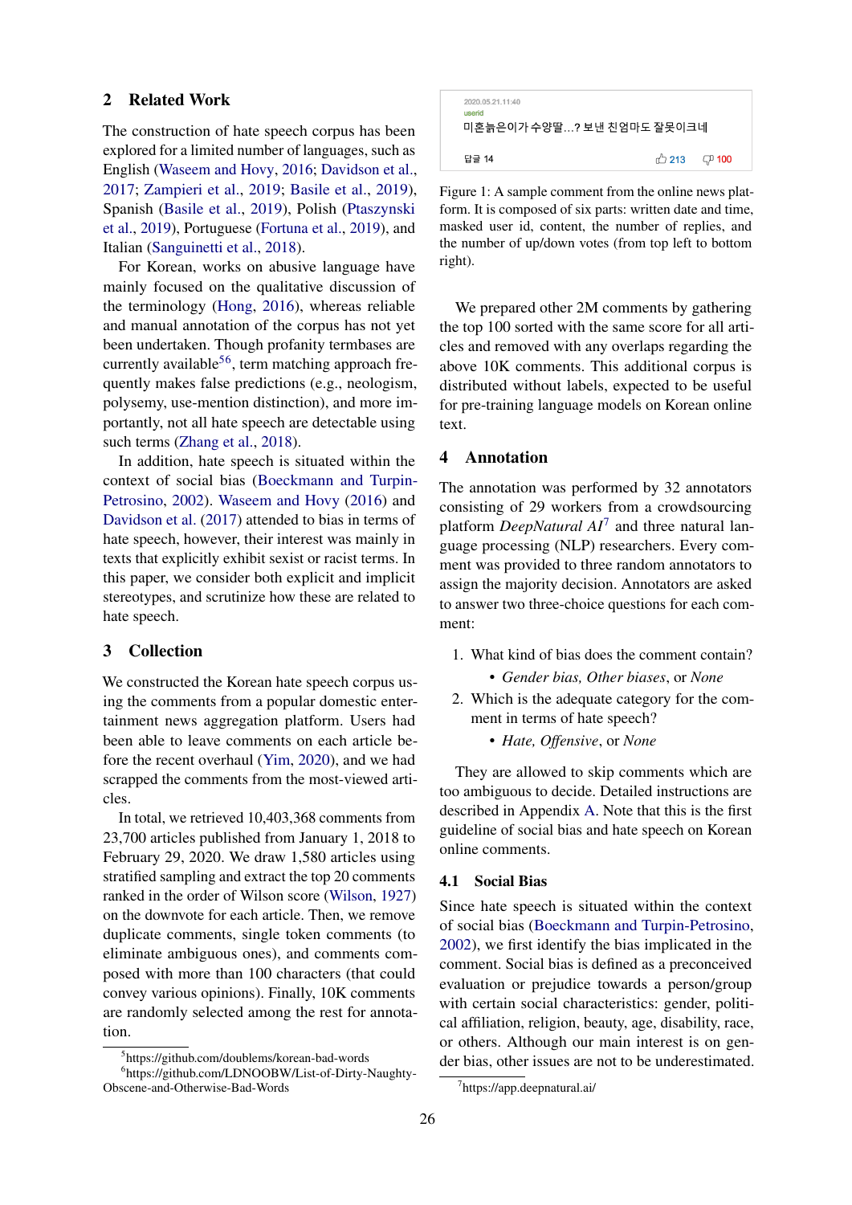## 2 Related Work

The construction of hate speech corpus has been explored for a limited number of languages, such as English (Waseem and Hovy, 2016; Davidson et al., 2017; Zampieri et al., 2019; Basile et al., 2019), Spanish (Basile et al., 2019), Polish (Ptaszynski et al., 2019), Portuguese (Fortuna et al., 2019), and Italian (Sanguinetti et al., 2018).

For Korean, works on abusive language have mainly focused on the qualitative discussion of the terminology (Hong, 2016), whereas reliable and manual annotation of the corpus has not yet been undertaken. Though profanity termbases are currently available[5][6], term matching approach frequently makes false predictions (e.g., neologism, polysemy, use-mention distinction), and more importantly, not all hate speech are detectable using such terms (Zhang et al., 2018).

In addition, hate speech is situated within the context of social bias (Boeckmann and Turpin-Petrosino, 2002). Waseem and Hovy (2016) and Davidson et al. (2017) attended to bias in terms of hate speech, however, their interest was mainly in texts that explicitly exhibit sexist or racist terms. In this paper, we consider both explicit and implicit stereotypes, and scrutinize how these are related to hate speech.

## 3 Collection

We constructed the Korean hate speech corpus using the comments from a popular domestic entertainment news platform. Users had been able to leave comments on each article before the recent overhaul (Yim, 2020), and we had scrapped the comments from the most-viewed articles.

In total, we retrieved 10,403,368 comments from 23,700 articles published from January 1, 2018 to February 29, 2020. We draw 1,580 articles using stratified sampling and extract the top 20 comments ranked in the order of Wilson score (Wilson, 1927) on the downvote for each article. Then, we remove duplicate comments, single token comments (to eliminate ambiguous ones), and comments composed with more than 100 characters (that could convey various opinions). Finally, 10K comments are randomly selected among the rest for annotation.

[5]https://github.com/doublems/korean-bad-words
[6]https://github.com/LDNOOBW/List-of-Dirty-Naughty-Obscene-and-Otherwise-Bad-Words

2020.05.21.11:40
userid
미혼늙은이가 수양딸...? 보낸 친엄마도 잘못이크네
답글 14 213 100

Figure 1: A sample comment from the online news platform. It is composed of six parts: written date and time, masked user id, content, the number of replies, and the number of up/down votes (from top left to bottom right).

We prepared other 2M comments by gathering the top 100 sorted with the same score for all articles and removed with any overlaps regarding the above 10K comments. This additional corpus is distributed without labels, expected to be useful for pre-training language models on Korean online text.

## 4 Annotation

The annotation was performed by 32 annotators consisting of 29 workers from a crowdsourcing platform *DeepNatural AI*[7] and three natural language processing (NLP) researchers. Every comment was provided to three random annotators to assign the majority decision. Annotators are asked to answer two three-choice questions for each comment:

1. What kind of bias does the comment contain?
   - *Gender bias, Other biases*, or *None*
2. Which is the adequate category for the comment in terms of hate speech?
   - *Hate, Offensive*, or *None*

They are allowed to skip comments which are too ambiguous to decide. Detailed instructions are described in Appendix A. Note that this is the first guideline of social bias and hate speech on Korean online comments.

### 4.1 Social Bias

Since hate speech is situated within the context of social bias (Boeckmann and Turpin-Petrosino, 2002), we first identify the bias implicated in the comment. Social bias is defined as a preconceived evaluation or prejudice towards a person/group with certain social characteristics: gender, political affiliation, religion, beauty, age, disability, race, or others. Although our main interest is on gender bias, other issues are not to be underestimated.

[7]https://app.deepnatural.ai/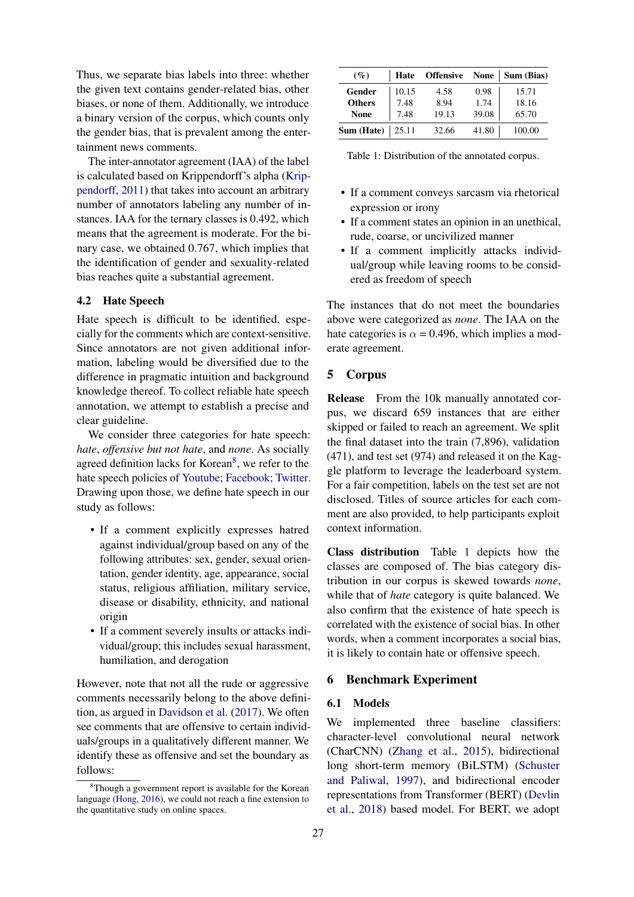Thus, we separate bias labels into three: whether the given text contains gender-related bias, other biases, or none of them. Additionally, we introduce a binary version of the corpus, which counts only the gender bias, that is prevalent among the entertainment news comments.

The inter-annotator agreement (IAA) of the label is calculated based on Krippendorff's alpha (Krippendorff, 2011) that takes into account an arbitrary number of annotators labeling any number of instances. IAA for the ternary classes is 0.492, which means that the agreement is moderate. For the binary case, we obtained 0.767, which implies that the identification of gender and sexuality-related bias reaches quite a substantial agreement.

### 4.2 Hate Speech

Hate speech is difficult to be identified, especially for the comments which are context-sensitive. Since annotators are not given additional information, labeling would be diversified due to the difference in pragmatic intuition and background knowledge thereof. To collect reliable hate speech annotation, we attempt to establish a precise and clear guideline.

We consider three categories for hate speech: *hate*, *offensive but not hate*, and *none*. As socially agreed definition lacks for Korean[8], we refer to the hate speech policies of Youtube; Facebook; Twitter. Drawing upon those, we define hate speech in our study as follows:

- If a comment explicitly expresses hatred against individual/group based on any of the following attributes: sex, gender, sexual orientation, gender identity, age, appearance, social status, religious affiliation, military service, disease or disability, ethnicity, and national origin
- If a comment severely insults or attacks individual/group; this includes sexual harassment, humiliation, and derogation

However, note that not all the rude or aggressive comments necessarily belong to the above definition, as argued in Davidson et al. (2017). We often see comments that are offensive to certain individuals/groups in a qualitatively different manner. We identify these as offensive and set the boundary as follows:

[8]Though a government report is available for the Korean language (Hong, 2016), we could not reach a fine extension to the quantitative study on online spaces.

| (%) | Hate | Offensive | None | Sum (Bias) |
|---|---|---|---|---|
| **Gender** | 10.15 | 4.58 | 0.98 | 15.71 |
| **Others** | 7.48 | 8.94 | 1.74 | 18.16 |
| **None** | 7.48 | 19.13 | 39.08 | 65.70 |
| **Sum (Hate)** | 25.11 | 32.66 | 41.80 | 100.00 |

Table 1: Distribution of the annotated corpus.

- If a comment conveys sarcasm via rhetorical expression or irony
- If a comment states an opinion in an unethical, rude, coarse, or uncivilized manner
- If a comment implicitly attacks individual/group while leaving rooms to be considered as freedom of speech

The instances that do not meet the boundaries above were categorized as *none*. The IAA on the hate categories is $\alpha = 0.496$, which implies a moderate agreement.

## 5 Corpus

**Release** From the 10k manually annotated corpus, we discard 659 instances that are either skipped or failed to reach an agreement. We split the final dataset into the train (7,896), validation (471), and test set (974) and released it on the Kaggle platform to leverage the leaderboard system. For a fair competition, labels on the test set are not disclosed. Titles of source articles for each comment are also provided, to help participants exploit context information.

**Class distribution** Table 1 depicts how the classes are composed of. The bias category distribution in our corpus is skewed towards *none*, while that of *hate* category is quite balanced. We also confirm that the existence of hate speech is correlated with the existence of social bias. In other words, when a comment incorporates a social bias, it is likely to contain hate or offensive speech.

## 6 Benchmark Experiment

### 6.1 Models

We implemented three baseline classifiers: character-level convolutional neural network (CharCNN) (Zhang et al., 2015), bidirectional long short-term memory (BiLSTM) (Schuster and Paliwal, 1997), and bidirectional encoder representations from Transformer (BERT) (Devlin et al., 2018) based model. For BERT, we adopt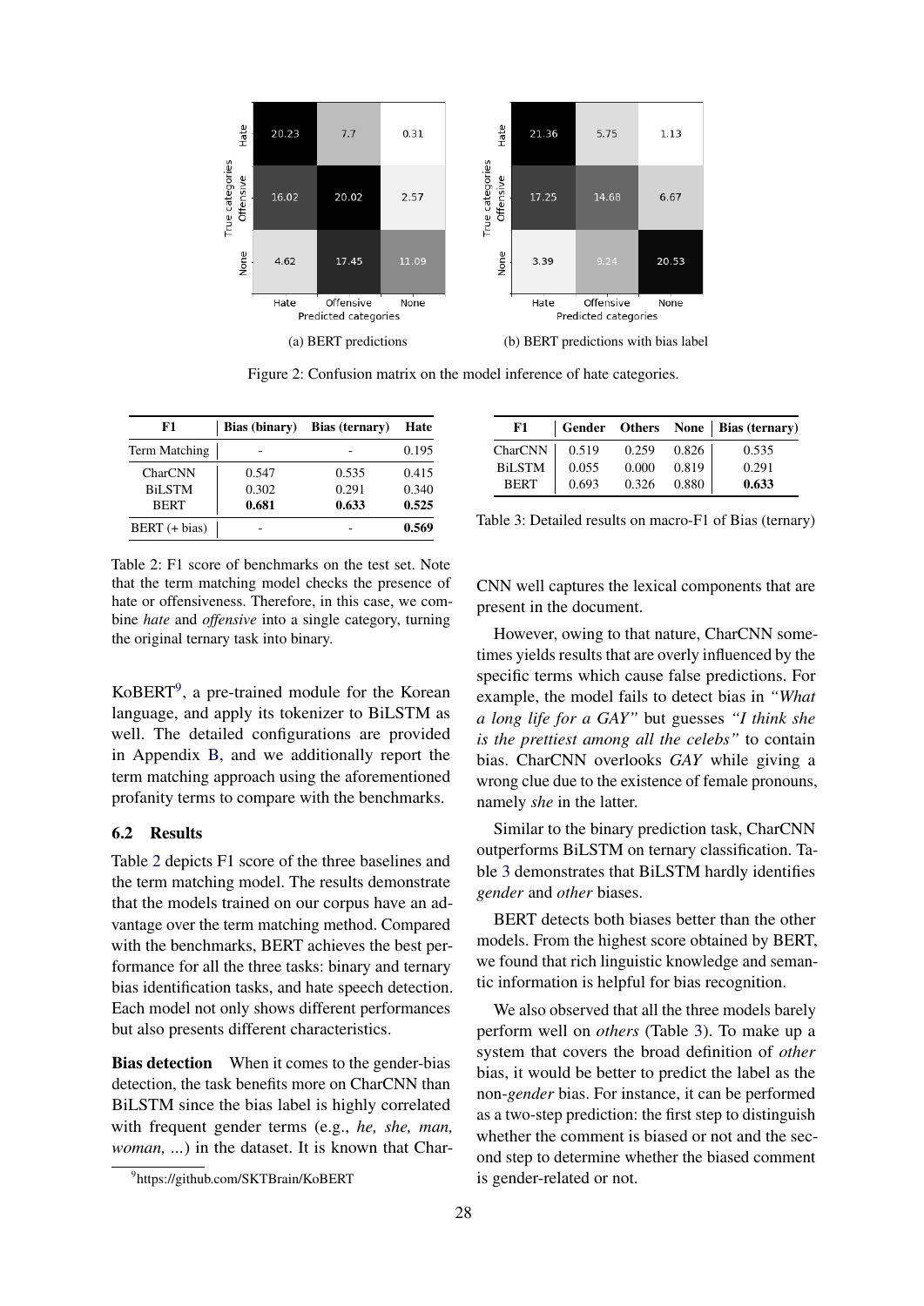Figure 2 (a) BERT predictions — rows: true categories, columns: predicted categories

| | Hate | Offensive | None |
|---|---|---|---|
| Hate | 20.23 | 7.7 | 0.31 |
| Offensive | 16.02 | 20.02 | 2.57 |
| None | 4.62 | 17.45 | 11.09 |

(a) BERT predictions

Figure 2 (b) BERT predictions with bias label — rows: true categories, columns: predicted categories

| | Hate | Offensive | None |
|---|---|---|---|
| Hate | 21.36 | 5.75 | 1.13 |
| Offensive | 17.25 | 14.68 | 6.67 |
| None | 3.39 | 9.24 | 20.53 |

(b) BERT predictions with bias label

Figure 2: Confusion matrix on the model inference of hate categories.

| F1 | Bias (binary) | Bias (ternary) | Hate |
|---|---|---|---|
| Term Matching | - | - | 0.195 |
| CharCNN | 0.547 | 0.535 | 0.415 |
| BiLSTM | 0.302 | 0.291 | 0.340 |
| BERT | **0.681** | **0.633** | 0.525 |
| BERT (+ bias) | - | - | **0.569** |

Table 2: F1 score of benchmarks on the test set. Note that the term matching model checks the presence of hate or offensiveness. Therefore, in this case, we combine *hate* and *offensive* into a single category, turning the original ternary task into binary.

KoBERT[9], a pre-trained module for the Korean language, and apply its tokenizer to BiLSTM as well. The detailed configurations are provided in Appendix B, and we additionally report the term matching approach using the aforementioned profanity terms to compare with the benchmarks.

### 6.2 Results

Table 2 depicts F1 score of the three baselines and the term matching model. The results demonstrate that the models trained on our corpus have an advantage over the term matching method. Compared with the benchmarks, BERT achieves the best performance for all the three tasks: binary and ternary bias identification tasks, and hate speech detection. Each model not only shows different performances but also presents different characteristics.

**Bias detection** When it comes to the gender-bias detection, the task benefits more on CharCNN than BiLSTM since the bias label is highly correlated with frequent gender terms (e.g., *he, she, man, woman, ...*) in the dataset. It is known that CharCNN well captures the lexical components that are present in the document.

[9] https://github.com/SKTBrain/KoBERT

| F1 | Gender | Others | None | Bias (ternary) |
|---|---|---|---|---|
| CharCNN | 0.519 | 0.259 | 0.826 | 0.535 |
| BiLSTM | 0.055 | 0.000 | 0.819 | 0.291 |
| BERT | 0.693 | 0.326 | 0.880 | **0.633** |

Table 3: Detailed results on macro-F1 of Bias (ternary)

However, owing to that nature, CharCNN sometimes yields results that are overly influenced by the specific terms which cause false predictions. For example, the model fails to detect bias in *"What a long life for a GAY"* but guesses *"I think she is the prettiest among all the celebs"* to contain bias. CharCNN overlooks *GAY* while giving a wrong clue due to the existence of female pronouns, namely *she* in the latter.

Similar to the binary prediction task, CharCNN outperforms BiLSTM on ternary classification. Table 3 demonstrates that BiLSTM hardly identifies *gender* and *other* biases.

BERT detects both biases better than the other models. From the highest score obtained by BERT, we found that rich linguistic knowledge and semantic information is helpful for bias recognition.

We also observed that all the three models barely perform well on *others* (Table 3). To make up a system that covers the broad definition of *other* bias, it would be better to predict the label as the non-*gender* bias. For instance, it can be performed as a two-step prediction: the first step to distinguish whether the comment is biased or not and the second step to determine whether the biased comment is gender-related or not.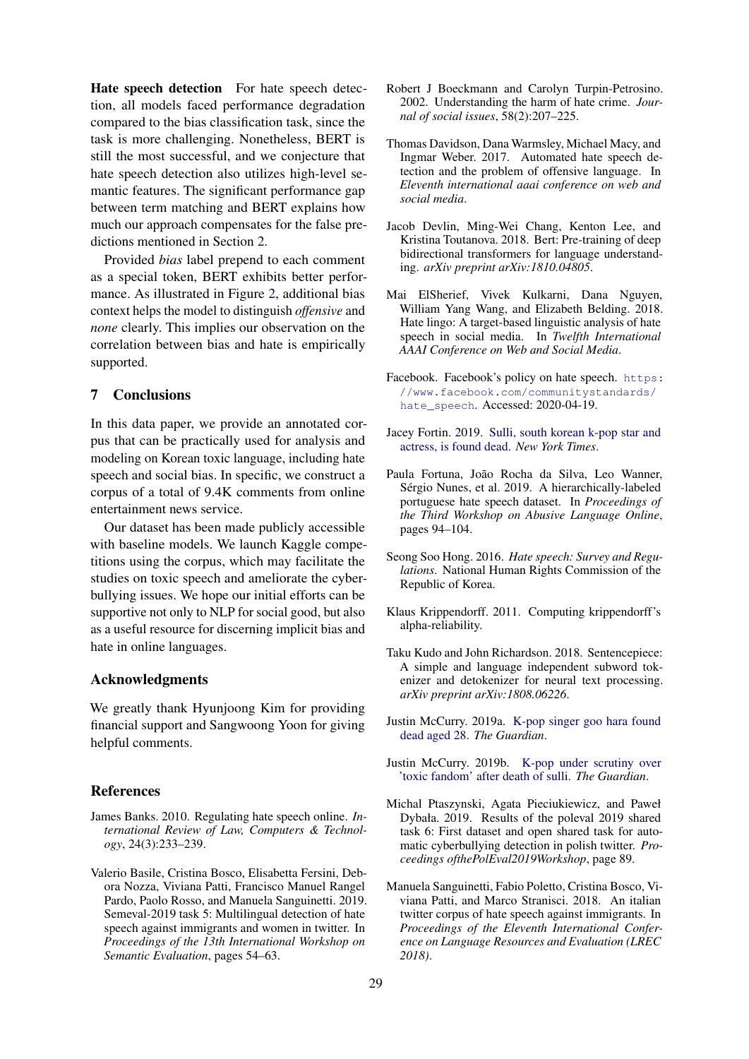**Hate speech detection** For hate speech detection, all models faced performance degradation compared to the bias classification task, since the task is more challenging. Nonetheless, BERT is still the most successful, and we conjecture that hate speech detection also utilizes high-level semantic features. The significant performance gap between term matching and BERT explains how much our approach compensates for the false predictions mentioned in Section 2.

Provided *bias* label prepend to each comment as a special token, BERT exhibits better performance. As illustrated in Figure 2, additional bias context helps the model to distinguish *offensive* and *none* clearly. This implies our observation on the correlation between bias and hate is empirically supported.

## 7 Conclusions

In this data paper, we provide an annotated corpus that can be practically used for analysis and modeling on Korean toxic language, including hate speech and social bias. In specific, we construct a corpus of a total of 9.4K comments from online entertainment news service.

Our dataset has been made publicly accessible with baseline models. We launch Kaggle competitions using the corpus, which may facilitate the studies on toxic speech and ameliorate the cyberbullying issues. We hope our initial efforts can be supportive not only to NLP for social good, but also as a useful resource for discerning implicit bias and hate in online languages.

## Acknowledgments

We greatly thank Hyunjoong Kim for providing financial support and Sangwoong Yoon for giving helpful comments.

## References

James Banks. 2010. Regulating hate speech online. *International Review of Law, Computers & Technology*, 24(3):233–239.

Valerio Basile, Cristina Bosco, Elisabetta Fersini, Debora Nozza, Viviana Patti, Francisco Manuel Rangel Pardo, Paolo Rosso, and Manuela Sanguinetti. 2019. Semeval-2019 task 5: Multilingual detection of hate speech against immigrants and women in twitter. In *Proceedings of the 13th International Workshop on Semantic Evaluation*, pages 54–63.

Robert J Boeckmann and Carolyn Turpin-Petrosino. 2002. Understanding the harm of hate crime. *Journal of social issues*, 58(2):207–225.

Thomas Davidson, Dana Warmsley, Michael Macy, and Ingmar Weber. 2017. Automated hate speech detection and the problem of offensive language. In *Eleventh international aaai conference on web and social media*.

Jacob Devlin, Ming-Wei Chang, Kenton Lee, and Kristina Toutanova. 2018. Bert: Pre-training of deep bidirectional transformers for language understanding. *arXiv preprint arXiv:1810.04805*.

Mai ElSherief, Vivek Kulkarni, Dana Nguyen, William Yang Wang, and Elizabeth Belding. 2018. Hate lingo: A target-based linguistic analysis of hate speech in social media. In *Twelfth International AAAI Conference on Web and Social Media*.

Facebook. Facebook's policy on hate speech. https://www.facebook.com/communitystandards/hate_speech. Accessed: 2020-04-19.

Jacey Fortin. 2019. Sulli, south korean k-pop star and actress, is found dead. *New York Times*.

Paula Fortuna, João Rocha da Silva, Leo Wanner, Sérgio Nunes, et al. 2019. A hierarchically-labeled portuguese hate speech dataset. In *Proceedings of the Third Workshop on Abusive Language Online*, pages 94–104.

Seong Soo Hong. 2016. *Hate speech: Survey and Regulations*. National Human Rights Commission of the Republic of Korea.

Klaus Krippendorff. 2011. Computing krippendorff's alpha-reliability.

Taku Kudo and John Richardson. 2018. Sentencepiece: A simple and language independent subword tokenizer and detokenizer for neural text processing. *arXiv preprint arXiv:1808.06226*.

Justin McCurry. 2019a. K-pop singer goo hara found dead aged 28. *The Guardian*.

Justin McCurry. 2019b. K-pop under scrutiny over 'toxic fandom' after death of sulli. *The Guardian*.

Michal Ptaszynski, Agata Pieciukiewicz, and Paweł Dybała. 2019. Results of the poleval 2019 shared task 6: First dataset and open shared task for automatic cyberbullying detection in polish twitter. *Proceedings ofthePolEval2019Workshop*, page 89.

Manuela Sanguinetti, Fabio Poletto, Cristina Bosco, Viviana Patti, and Marco Stranisci. 2018. An italian twitter corpus of hate speech against immigrants. In *Proceedings of the Eleventh International Conference on Language Resources and Evaluation (LREC 2018)*.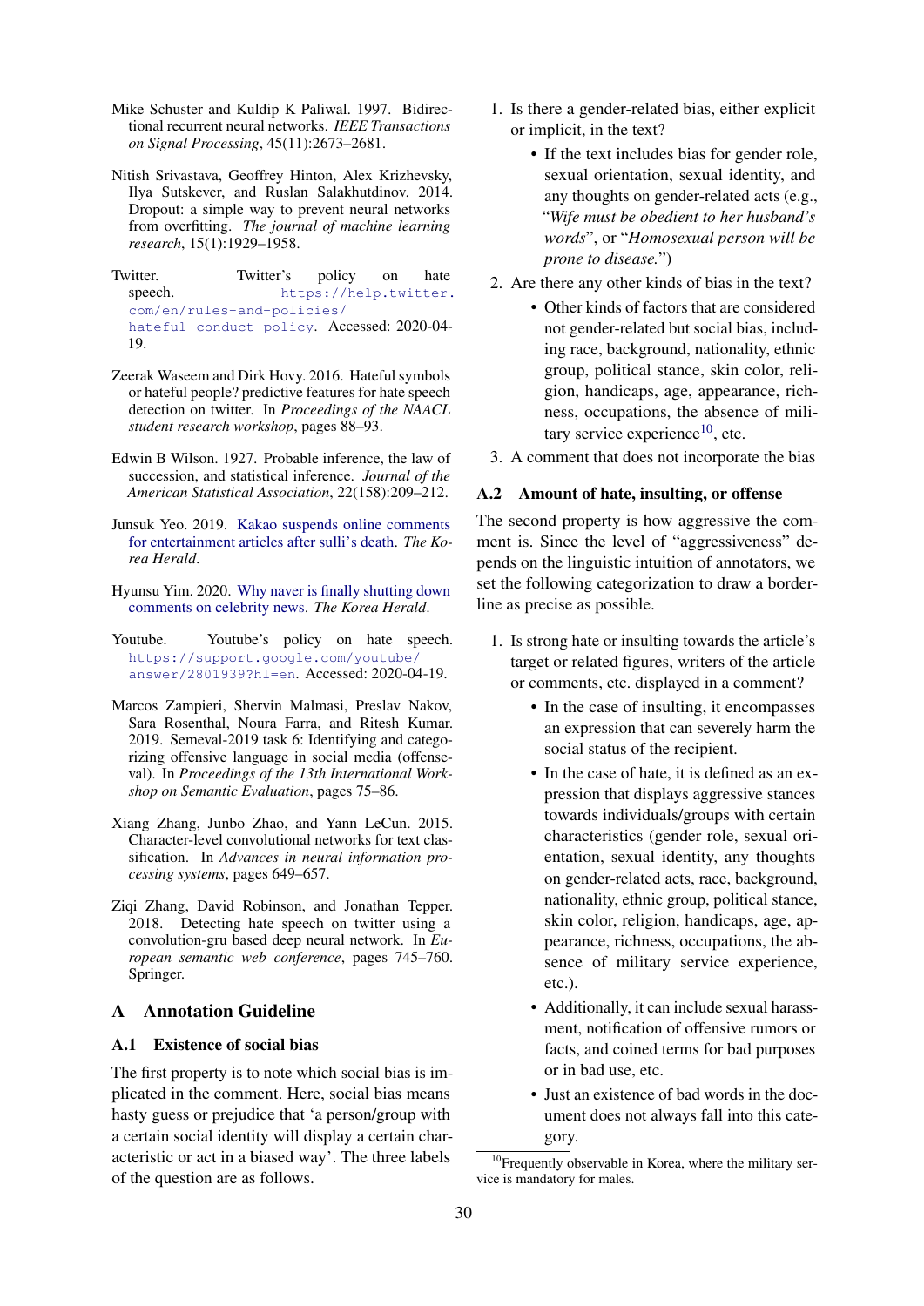Mike Schuster and Kuldip K Paliwal. 1997. Bidirectional recurrent neural networks. *IEEE Transactions on Signal Processing*, 45(11):2673–2681.

Nitish Srivastava, Geoffrey Hinton, Alex Krizhevsky, Ilya Sutskever, and Ruslan Salakhutdinov. 2014. Dropout: a simple way to prevent neural networks from overfitting. *The journal of machine learning research*, 15(1):1929–1958.

Twitter. Twitter's policy on hate speech. https://help.twitter.com/en/rules-and-policies/hateful-conduct-policy. Accessed: 2020-04-19.

Zeerak Waseem and Dirk Hovy. 2016. Hateful symbols or hateful people? predictive features for hate speech detection on twitter. In *Proceedings of the NAACL student research workshop*, pages 88–93.

Edwin B Wilson. 1927. Probable inference, the law of succession, and statistical inference. *Journal of the American Statistical Association*, 22(158):209–212.

Junsuk Yeo. 2019. Kakao suspends online comments for entertainment articles after sulli's death. *The Korea Herald*.

Hyunsu Yim. 2020. Why naver is finally shutting down comments on celebrity news. *The Korea Herald*.

Youtube. Youtube's policy on hate speech. https://support.google.com/youtube/answer/2801939?hl=en. Accessed: 2020-04-19.

Marcos Zampieri, Shervin Malmasi, Preslav Nakov, Sara Rosenthal, Noura Farra, and Ritesh Kumar. 2019. Semeval-2019 task 6: Identifying and categorizing offensive language in social media (offenseval). In *Proceedings of the 13th International Workshop on Semantic Evaluation*, pages 75–86.

Xiang Zhang, Junbo Zhao, and Yann LeCun. 2015. Character-level convolutional networks for text classification. In *Advances in neural information processing systems*, pages 649–657.

Ziqi Zhang, David Robinson, and Jonathan Tepper. 2018. Detecting hate speech on twitter using a convolution-gru based deep neural network. In *European semantic web conference*, pages 745–760. Springer.

# A Annotation Guideline

## A.1 Existence of social bias

The first property is to note which social bias is implicated in the comment. Here, social bias means hasty guess or prejudice that 'a person/group with a certain social identity will display a certain characteristic or act in a biased way'. The three labels of the question are as follows.

1. Is there a gender-related bias, either explicit or implicit, in the text?
   - If the text includes bias for gender role, sexual orientation, sexual identity, and any thoughts on gender-related acts (e.g., "*Wife must be obedient to her husband's words*", or "*Homosexual person will be prone to disease.*")
2. Are there any other kinds of bias in the text?
   - Other kinds of factors that are considered not gender-related but social bias, including race, background, nationality, ethnic group, political stance, skin color, religion, handicaps, age, appearance, richness, occupations, the absence of military service experience[10], etc.
3. A comment that does not incorporate the bias

## A.2 Amount of hate, insulting, or offense

The second property is how aggressive the comment is. Since the level of "aggressiveness" depends on the linguistic intuition of annotators, we set the following categorization to draw a borderline as precise as possible.

1. Is strong hate or insulting towards the article's target or related figures, writers of the article or comments, etc. displayed in a comment?
   - In the case of insulting, it encompasses an expression that can severely harm the social status of the recipient.
   - In the case of hate, it is defined as an expression that displays aggressive stances towards individuals/groups with certain characteristics (gender role, sexual orientation, sexual identity, any thoughts on gender-related acts, race, background, nationality, ethnic group, political stance, skin color, religion, handicaps, age, appearance, richness, occupations, the absence of military service experience, etc.).
   - Additionally, it can include sexual harassment, notification of offensive rumors or facts, and coined terms for bad purposes or in bad use, etc.
   - Just an existence of bad words in the document does not always fall into this category.

[10] Frequently observable in Korea, where the military service is mandatory for males.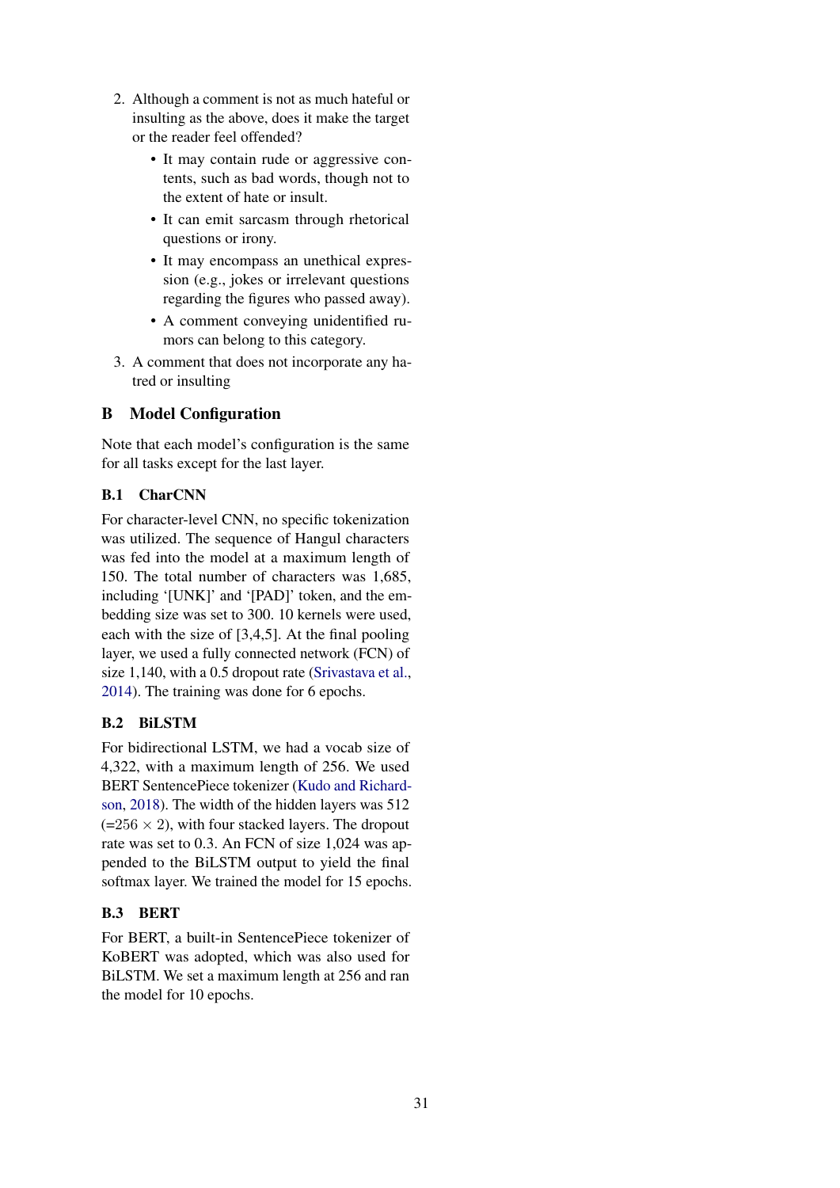2. Although a comment is not as much hateful or insulting as the above, does it make the target or the reader feel offended?
    - It may contain rude or aggressive contents, such as bad words, though not to the extent of hate or insult.
    - It can emit sarcasm through rhetorical questions or irony.
    - It may encompass an unethical expression (e.g., jokes or irrelevant questions regarding the figures who passed away).
    - A comment conveying unidentified rumors can belong to this category.
3. A comment that does not incorporate any hatred or insulting

## B Model Configuration

Note that each model's configuration is the same for all tasks except for the last layer.

### B.1 CharCNN

For character-level CNN, no specific tokenization was utilized. The sequence of Hangul characters was fed into the model at a maximum length of 150. The total number of characters was 1,685, including '[UNK]' and '[PAD]' token, and the embedding size was set to 300. 10 kernels were used, each with the size of [3,4,5]. At the final pooling layer, we used a fully connected network (FCN) of size 1,140, with a 0.5 dropout rate (Srivastava et al., 2014). The training was done for 6 epochs.

### B.2 BiLSTM

For bidirectional LSTM, we had a vocab size of 4,322, with a maximum length of 256. We used BERT SentencePiece tokenizer (Kudo and Richardson, 2018). The width of the hidden layers was 512 (=256 × 2), with four stacked layers. The dropout rate was set to 0.3. An FCN of size 1,024 was appended to the BiLSTM output to yield the final softmax layer. We trained the model for 15 epochs.

### B.3 BERT

For BERT, a built-in SentencePiece tokenizer of KoBERT was adopted, which was also used for BiLSTM. We set a maximum length at 256 and ran the model for 10 epochs.